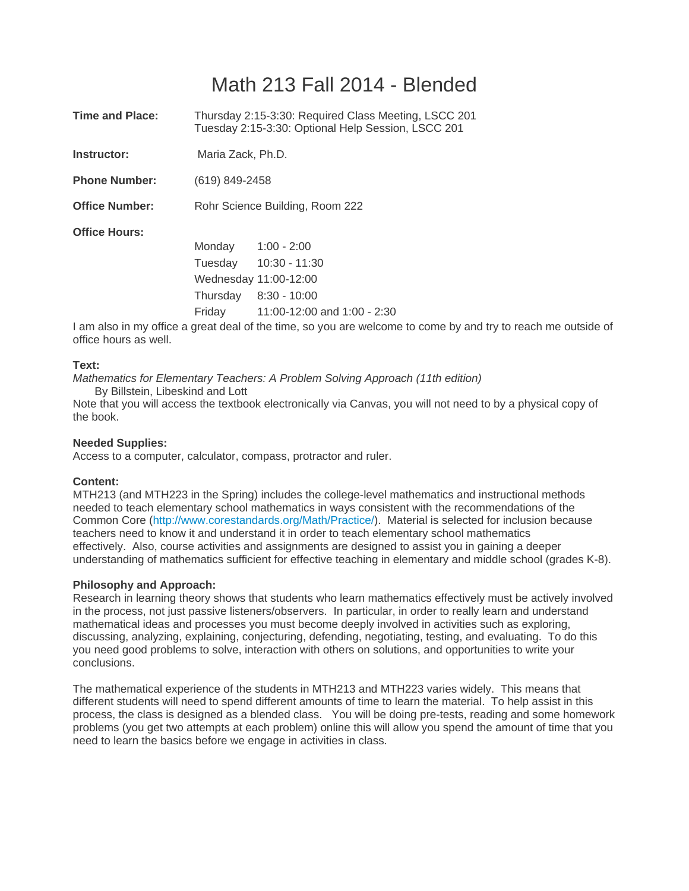# Math 213 Fall 2014 - Blended

**Time and Place:** Thursday 2:15-3:30: Required Class Meeting, LSCC 201
Tuesday 2:15-3:30: Optional Help Session, LSCC 201

**Instructor:** Maria Zack, Ph.D.

**Phone Number:** (619) 849-2458

**Office Number:** Rohr Science Building, Room 222

**Office Hours:**

| | |
|---|---|
| Monday | 1:00 - 2:00 |
| Tuesday | 10:30 - 11:30 |
| Wednesday | 11:00-12:00 |
| Thursday | 8:30 - 10:00 |
| Friday | 11:00-12:00 and 1:00 - 2:30 |

I am also in my office a great deal of the time, so you are welcome to come by and try to reach me outside of office hours as well.

**Text:**

*Mathematics for Elementary Teachers: A Problem Solving Approach (11th edition)*
By Billstein, Libeskind and Lott

Note that you will access the textbook electronically via Canvas, you will not need to by a physical copy of the book.

**Needed Supplies:**

Access to a computer, calculator, compass, protractor and ruler.

**Content:**

MTH213 (and MTH223 in the Spring) includes the college-level mathematics and instructional methods needed to teach elementary school mathematics in ways consistent with the recommendations of the Common Core (http://www.corestandards.org/Math/Practice/). Material is selected for inclusion because teachers need to know it and understand it in order to teach elementary school mathematics effectively. Also, course activities and assignments are designed to assist you in gaining a deeper understanding of mathematics sufficient for effective teaching in elementary and middle school (grades K-8).

**Philosophy and Approach:**

Research in learning theory shows that students who learn mathematics effectively must be actively involved in the process, not just passive listeners/observers. In particular, in order to really learn and understand mathematical ideas and processes you must become deeply involved in activities such as exploring, discussing, analyzing, explaining, conjecturing, defending, negotiating, testing, and evaluating. To do this you need good problems to solve, interaction with others on solutions, and opportunities to write your conclusions.

The mathematical experience of the students in MTH213 and MTH223 varies widely. This means that different students will need to spend different amounts of time to learn the material. To help assist in this process, the class is designed as a blended class. You will be doing pre-tests, reading and some homework problems (you get two attempts at each problem) online this will allow you spend the amount of time that you need to learn the basics before we engage in activities in class.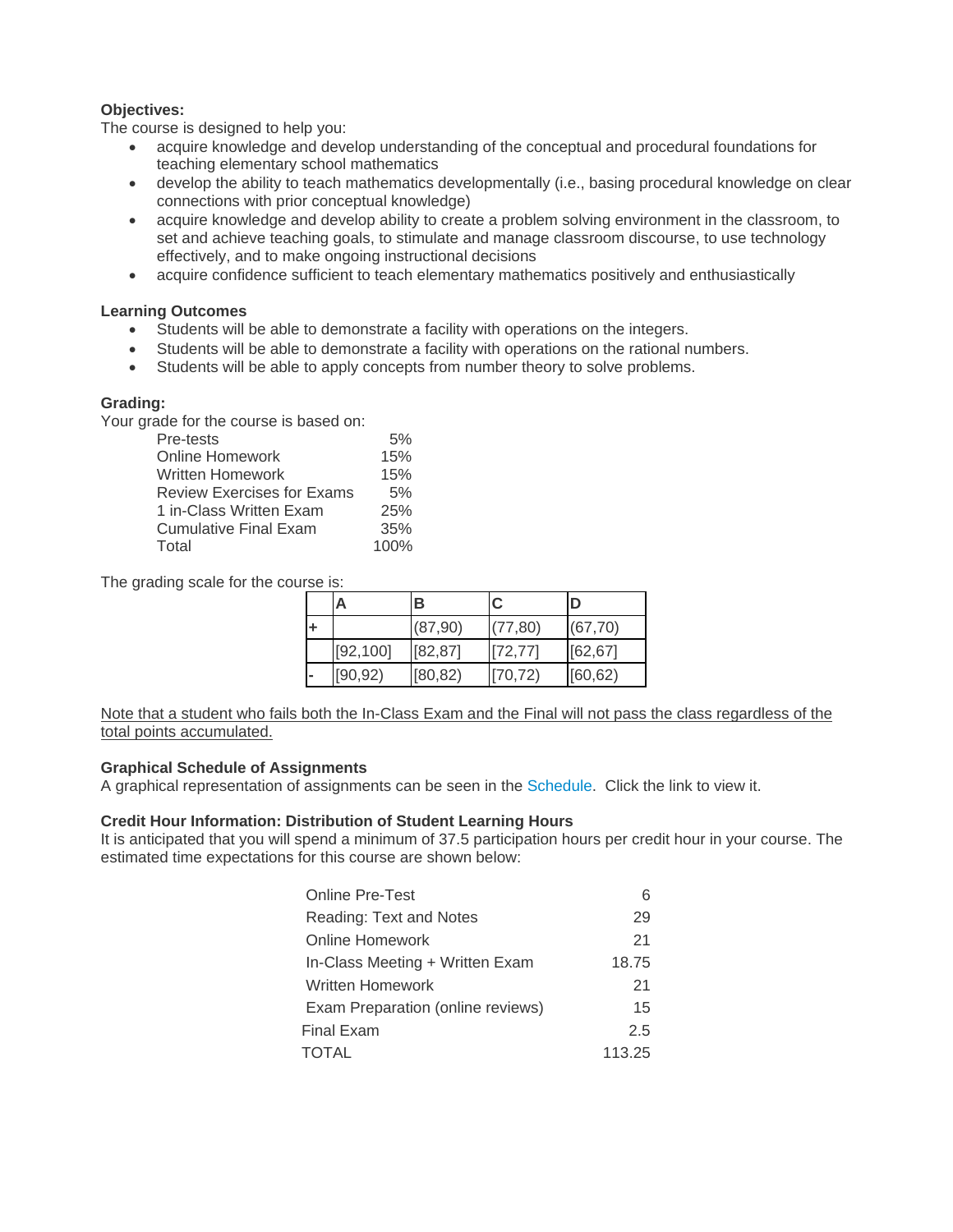**Objectives:**
The course is designed to help you:

- acquire knowledge and develop understanding of the conceptual and procedural foundations for teaching elementary school mathematics
- develop the ability to teach mathematics developmentally (i.e., basing procedural knowledge on clear connections with prior conceptual knowledge)
- acquire knowledge and develop ability to create a problem solving environment in the classroom, to set and achieve teaching goals, to stimulate and manage classroom discourse, to use technology effectively, and to make ongoing instructional decisions
- acquire confidence sufficient to teach elementary mathematics positively and enthusiastically

**Learning Outcomes**

- Students will be able to demonstrate a facility with operations on the integers.
- Students will be able to demonstrate a facility with operations on the rational numbers.
- Students will be able to apply concepts from number theory to solve problems.

**Grading:**
Your grade for the course is based on:

| | |
|---|---|
| Pre-tests | 5% |
| Online Homework | 15% |
| Written Homework | 15% |
| Review Exercises for Exams | 5% |
| 1 in-Class Written Exam | 25% |
| Cumulative Final Exam | 35% |
| Total | 100% |

The grading scale for the course is:

| | A | B | C | D |
|---|---|---|---|---|
| + | | (87,90) | (77,80) | (67,70) |
| | [92,100] | [82,87] | [72,77] | [62,67] |
| - | [90,92) | [80,82) | [70,72) | [60,62) |

<u>Note that a student who fails both the In-Class Exam and the Final will not pass the class regardless of the total points accumulated.</u>

**Graphical Schedule of Assignments**
A graphical representation of assignments can be seen in the Schedule. Click the link to view it.

**Credit Hour Information: Distribution of Student Learning Hours**
It is anticipated that you will spend a minimum of 37.5 participation hours per credit hour in your course. The estimated time expectations for this course are shown below:

| | |
|---|---|
| Online Pre-Test | 6 |
| Reading: Text and Notes | 29 |
| Online Homework | 21 |
| In-Class Meeting + Written Exam | 18.75 |
| Written Homework | 21 |
| Exam Preparation (online reviews) | 15 |
| Final Exam | 2.5 |
| TOTAL | 113.25 |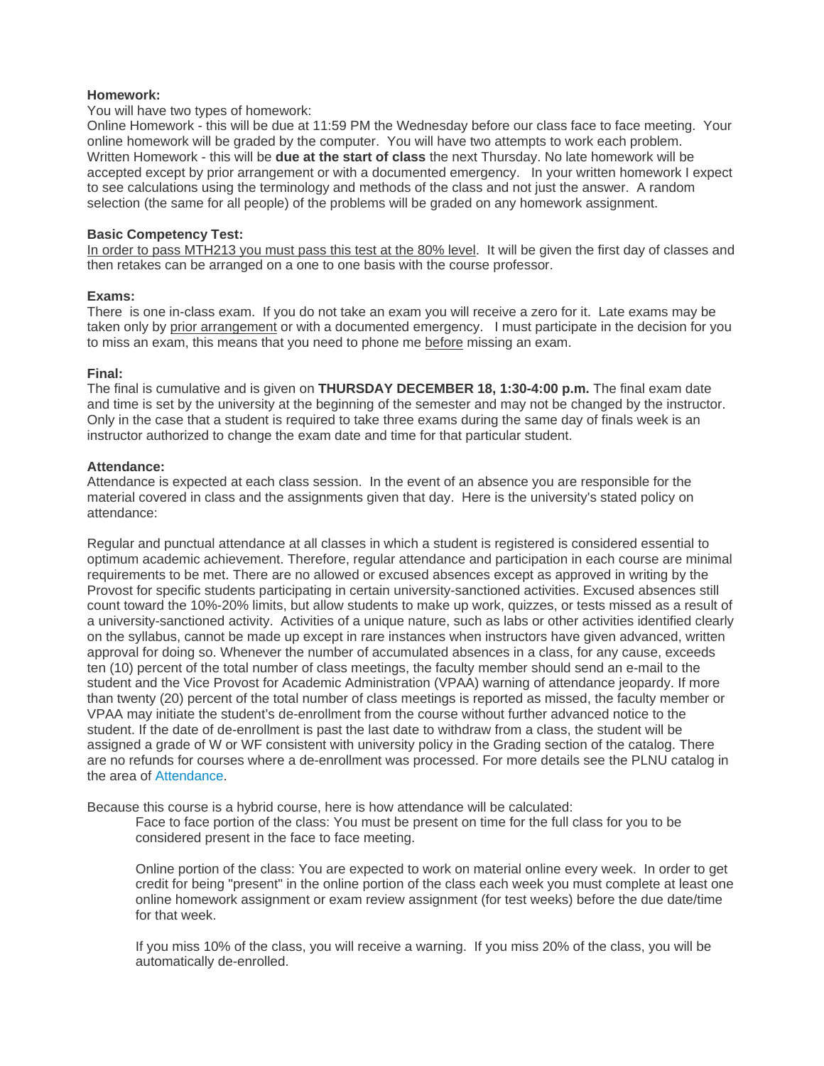**Homework:**

You will have two types of homework:

Online Homework - this will be due at 11:59 PM the Wednesday before our class face to face meeting. Your online homework will be graded by the computer. You will have two attempts to work each problem.

Written Homework - this will be **due at the start of class** the next Thursday. No late homework will be accepted except by prior arrangement or with a documented emergency. In your written homework I expect to see calculations using the terminology and methods of the class and not just the answer. A random selection (the same for all people) of the problems will be graded on any homework assignment.

**Basic Competency Test:**

In order to pass MTH213 you must pass this test at the 80% level. It will be given the first day of classes and then retakes can be arranged on a one to one basis with the course professor.

**Exams:**

There is one in-class exam. If you do not take an exam you will receive a zero for it. Late exams may be taken only by prior arrangement or with a documented emergency. I must participate in the decision for you to miss an exam, this means that you need to phone me before missing an exam.

**Final:**

The final is cumulative and is given on **THURSDAY DECEMBER 18, 1:30-4:00 p.m.** The final exam date and time is set by the university at the beginning of the semester and may not be changed by the instructor. Only in the case that a student is required to take three exams during the same day of finals week is an instructor authorized to change the exam date and time for that particular student.

**Attendance:**

Attendance is expected at each class session. In the event of an absence you are responsible for the material covered in class and the assignments given that day. Here is the university's stated policy on attendance:

Regular and punctual attendance at all classes in which a student is registered is considered essential to optimum academic achievement. Therefore, regular attendance and participation in each course are minimal requirements to be met. There are no allowed or excused absences except as approved in writing by the Provost for specific students participating in certain university-sanctioned activities. Excused absences still count toward the 10%-20% limits, but allow students to make up work, quizzes, or tests missed as a result of a university-sanctioned activity. Activities of a unique nature, such as labs or other activities identified clearly on the syllabus, cannot be made up except in rare instances when instructors have given advanced, written approval for doing so. Whenever the number of accumulated absences in a class, for any cause, exceeds ten (10) percent of the total number of class meetings, the faculty member should send an e-mail to the student and the Vice Provost for Academic Administration (VPAA) warning of attendance jeopardy. If more than twenty (20) percent of the total number of class meetings is reported as missed, the faculty member or VPAA may initiate the student's de-enrollment from the course without further advanced notice to the student. If the date of de-enrollment is past the last date to withdraw from a class, the student will be assigned a grade of W or WF consistent with university policy in the Grading section of the catalog. There are no refunds for courses where a de-enrollment was processed. For more details see the PLNU catalog in the area of Attendance.

Because this course is a hybrid course, here is how attendance will be calculated:

> Face to face portion of the class: You must be present on time for the full class for you to be considered present in the face to face meeting.
>
> Online portion of the class: You are expected to work on material online every week. In order to get credit for being "present" in the online portion of the class each week you must complete at least one online homework assignment or exam review assignment (for test weeks) before the due date/time for that week.
>
> If you miss 10% of the class, you will receive a warning. If you miss 20% of the class, you will be automatically de-enrolled.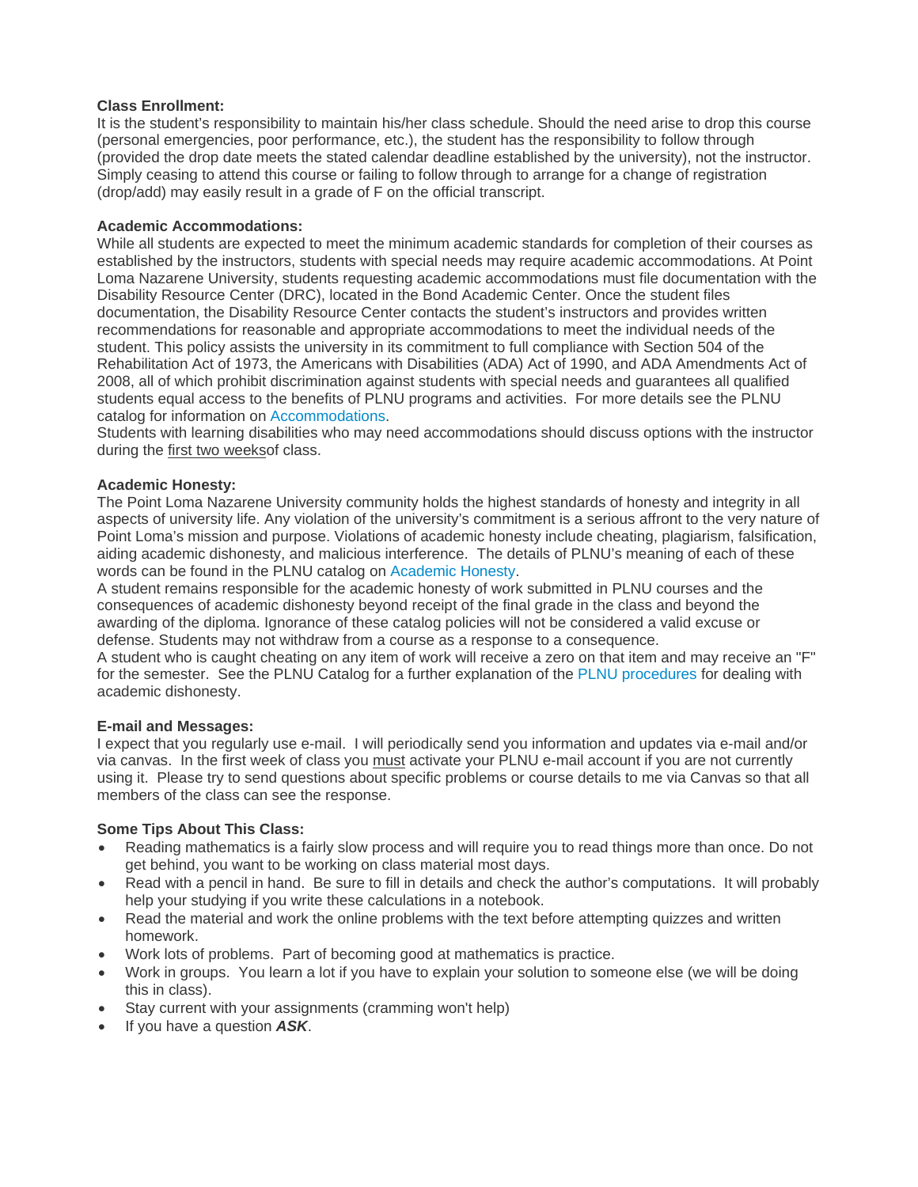**Class Enrollment:**
It is the student's responsibility to maintain his/her class schedule. Should the need arise to drop this course (personal emergencies, poor performance, etc.), the student has the responsibility to follow through (provided the drop date meets the stated calendar deadline established by the university), not the instructor. Simply ceasing to attend this course or failing to follow through to arrange for a change of registration (drop/add) may easily result in a grade of F on the official transcript.

**Academic Accommodations:**
While all students are expected to meet the minimum academic standards for completion of their courses as established by the instructors, students with special needs may require academic accommodations. At Point Loma Nazarene University, students requesting academic accommodations must file documentation with the Disability Resource Center (DRC), located in the Bond Academic Center. Once the student files documentation, the Disability Resource Center contacts the student's instructors and provides written recommendations for reasonable and appropriate accommodations to meet the individual needs of the student. This policy assists the university in its commitment to full compliance with Section 504 of the Rehabilitation Act of 1973, the Americans with Disabilities (ADA) Act of 1990, and ADA Amendments Act of 2008, all of which prohibit discrimination against students with special needs and guarantees all qualified students equal access to the benefits of PLNU programs and activities. For more details see the PLNU catalog for information on Accommodations.
Students with learning disabilities who may need accommodations should discuss options with the instructor during the first two weeksof class.

**Academic Honesty:**
The Point Loma Nazarene University community holds the highest standards of honesty and integrity in all aspects of university life. Any violation of the university's commitment is a serious affront to the very nature of Point Loma's mission and purpose. Violations of academic honesty include cheating, plagiarism, falsification, aiding academic dishonesty, and malicious interference. The details of PLNU's meaning of each of these words can be found in the PLNU catalog on Academic Honesty.
A student remains responsible for the academic honesty of work submitted in PLNU courses and the consequences of academic dishonesty beyond receipt of the final grade in the class and beyond the awarding of the diploma. Ignorance of these catalog policies will not be considered a valid excuse or defense. Students may not withdraw from a course as a response to a consequence.
A student who is caught cheating on any item of work will receive a zero on that item and may receive an "F" for the semester. See the PLNU Catalog for a further explanation of the PLNU procedures for dealing with academic dishonesty.

**E-mail and Messages:**
I expect that you regularly use e-mail. I will periodically send you information and updates via e-mail and/or via canvas. In the first week of class you must activate your PLNU e-mail account if you are not currently using it. Please try to send questions about specific problems or course details to me via Canvas so that all members of the class can see the response.

**Some Tips About This Class:**

- Reading mathematics is a fairly slow process and will require you to read things more than once. Do not get behind, you want to be working on class material most days.
- Read with a pencil in hand. Be sure to fill in details and check the author's computations. It will probably help your studying if you write these calculations in a notebook.
- Read the material and work the online problems with the text before attempting quizzes and written homework.
- Work lots of problems. Part of becoming good at mathematics is practice.
- Work in groups. You learn a lot if you have to explain your solution to someone else (we will be doing this in class).
- Stay current with your assignments (cramming won't help)
- If you have a question ***ASK***.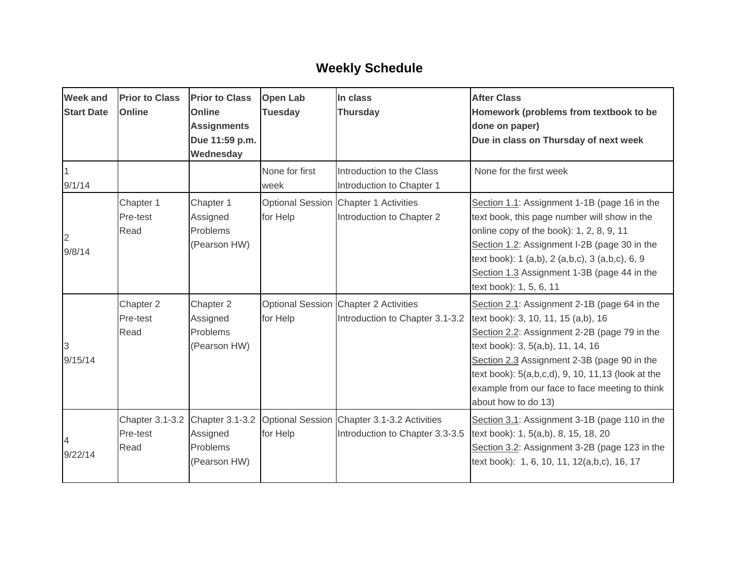# Weekly Schedule

| Week and Start Date | Prior to Class Online | Prior to Class Online Assignments Due 11:59 p.m. Wednesday | Open Lab Tuesday | In class Thursday | After Class Homework (problems from textbook to be done on paper) Due in class on Thursday of next week |
|---|---|---|---|---|---|
| 1<br>9/1/14 | | | None for first week | Introduction to the Class<br>Introduction to Chapter 1 | None for the first week |
| 2<br>9/8/14 | Chapter 1<br>Pre-test<br>Read | Chapter 1 Assigned Problems (Pearson HW) | Optional Session for Help | Chapter 1 Activities<br>Introduction to Chapter 2 | Section 1.1: Assignment 1-1B (page 16 in the text book, this page number will show in the online copy of the book): 1, 2, 8, 9, 11<br>Section 1.2: Assignment I-2B (page 30 in the text book): 1 (a,b), 2 (a,b,c), 3 (a,b,c), 6, 9<br>Section 1.3 Assignment 1-3B (page 44 in the text book): 1, 5, 6, 11 |
| 3<br>9/15/14 | Chapter 2<br>Pre-test<br>Read | Chapter 2 Assigned Problems (Pearson HW) | Optional Session for Help | Chapter 2 Activities<br>Introduction to Chapter 3.1-3.2 | Section 2.1: Assignment 2-1B (page 64 in the text book): 3, 10, 11, 15 (a,b), 16<br>Section 2.2: Assignment 2-2B (page 79 in the text book): 3, 5(a,b), 11, 14, 16<br>Section 2.3 Assignment 2-3B (page 90 in the text book): 5(a,b,c,d), 9, 10, 11,13 (look at the example from our face to face meeting to think about how to do 13) |
| 4<br>9/22/14 | Chapter 3.1-3.2<br>Pre-test<br>Read | Chapter 3.1-3.2 Assigned Problems (Pearson HW) | Optional Session for Help | Chapter 3.1-3.2 Activities<br>Introduction to Chapter 3.3-3.5 | Section 3.1: Assignment 3-1B (page 110 in the text book): 1, 5(a,b), 8, 15, 18, 20<br>Section 3.2: Assignment 3-2B (page 123 in the text book): 1, 6, 10, 11, 12(a,b,c), 16, 17 |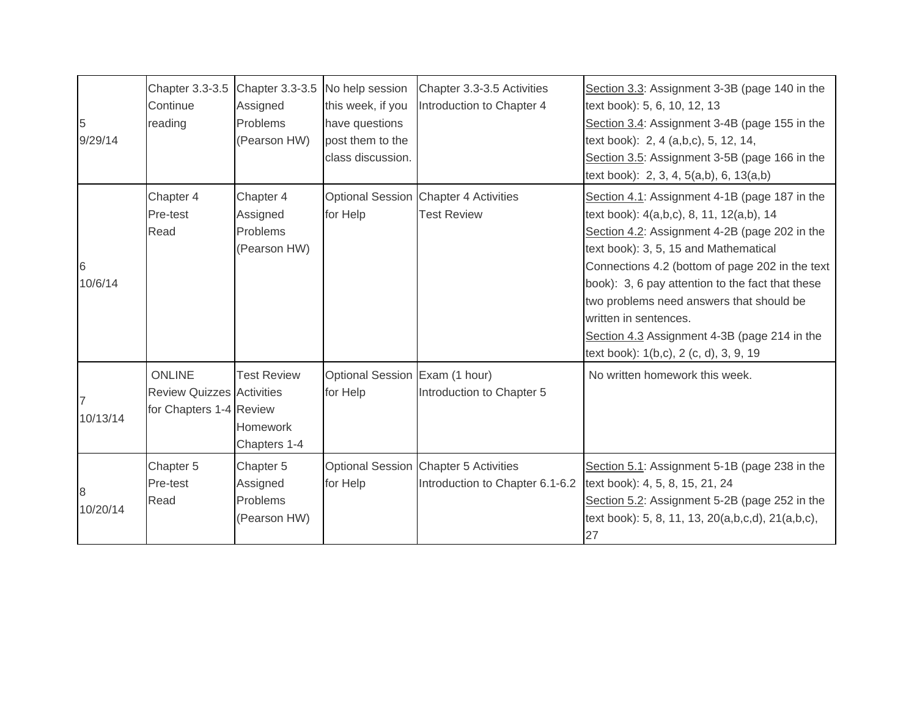| | | | | | |
|---|---|---|---|---|---|
| 5<br>9/29/14 | Chapter 3.3-3.5 Continue reading | Chapter 3.3-3.5 Assigned Problems (Pearson HW) | No help session this week, if you have questions post them to the class discussion. | Chapter 3.3-3.5 Activities<br>Introduction to Chapter 4 | Section 3.3: Assignment 3-3B (page 140 in the text book): 5, 6, 10, 12, 13<br>Section 3.4: Assignment 3-4B (page 155 in the text book): 2, 4 (a,b,c), 5, 12, 14,<br>Section 3.5: Assignment 3-5B (page 166 in the text book): 2, 3, 4, 5(a,b), 6, 13(a,b) |
| 6<br>10/6/14 | Chapter 4<br>Pre-test<br>Read | Chapter 4 Assigned Problems (Pearson HW) | Optional Session for Help | Chapter 4 Activities<br>Test Review | Section 4.1: Assignment 4-1B (page 187 in the text book): 4(a,b,c), 8, 11, 12(a,b), 14<br>Section 4.2: Assignment 4-2B (page 202 in the text book): 3, 5, 15 and Mathematical Connections 4.2 (bottom of page 202 in the text book): 3, 6 pay attention to the fact that these two problems need answers that should be written in sentences.<br>Section 4.3 Assignment 4-3B (page 214 in the text book): 1(b,c), 2 (c, d), 3, 9, 19 |
| 7<br>10/13/14 | ONLINE Review Quizzes for Chapters 1-4 | Test Review Activities Review Homework Chapters 1-4 | Optional Session for Help | Exam (1 hour)<br>Introduction to Chapter 5 | No written homework this week. |
| 8<br>10/20/14 | Chapter 5<br>Pre-test<br>Read | Chapter 5 Assigned Problems (Pearson HW) | Optional Session for Help | Chapter 5 Activities<br>Introduction to Chapter 6.1-6.2 | Section 5.1: Assignment 5-1B (page 238 in the text book): 4, 5, 8, 15, 21, 24<br>Section 5.2: Assignment 5-2B (page 252 in the text book): 5, 8, 11, 13, 20(a,b,c,d), 21(a,b,c), 27 |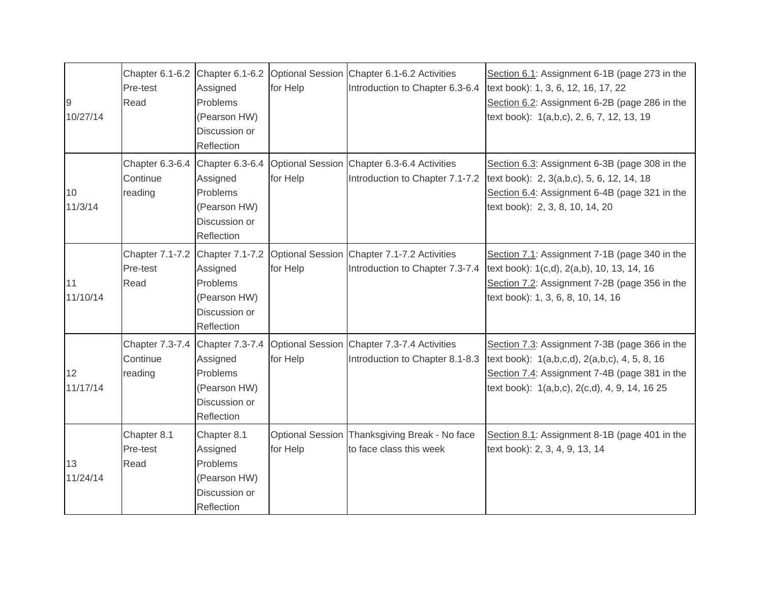| 9<br>10/27/14 | Chapter 6.1-6.2<br>Pre-test<br>Read | Chapter 6.1-6.2<br>Assigned Problems (Pearson HW)<br>Discussion or Reflection | Optional Session for Help | Chapter 6.1-6.2 Activities<br>Introduction to Chapter 6.3-6.4 | <u>Section 6.1</u>: Assignment 6-1B (page 273 in the text book): 1, 3, 6, 12, 16, 17, 22<br><u>Section 6.2</u>: Assignment 6-2B (page 286 in the text book): 1(a,b,c), 2, 6, 7, 12, 13, 19 |
|---|---|---|---|---|---|
| 10<br>11/3/14 | Chapter 6.3-6.4<br>Continue reading | Chapter 6.3-6.4<br>Assigned Problems (Pearson HW)<br>Discussion or Reflection | Optional Session for Help | Chapter 6.3-6.4 Activities<br>Introduction to Chapter 7.1-7.2 | <u>Section 6.3</u>: Assignment 6-3B (page 308 in the text book): 2, 3(a,b,c), 5, 6, 12, 14, 18<br><u>Section 6.4</u>: Assignment 6-4B (page 321 in the text book): 2, 3, 8, 10, 14, 20 |
| 11<br>11/10/14 | Chapter 7.1-7.2<br>Pre-test<br>Read | Chapter 7.1-7.2<br>Assigned Problems (Pearson HW)<br>Discussion or Reflection | Optional Session for Help | Chapter 7.1-7.2 Activities<br>Introduction to Chapter 7.3-7.4 | <u>Section 7.1</u>: Assignment 7-1B (page 340 in the text book): 1(c,d), 2(a,b), 10, 13, 14, 16<br><u>Section 7.2</u>: Assignment 7-2B (page 356 in the text book): 1, 3, 6, 8, 10, 14, 16 |
| 12<br>11/17/14 | Chapter 7.3-7.4<br>Continue reading | Chapter 7.3-7.4<br>Assigned Problems (Pearson HW)<br>Discussion or Reflection | Optional Session for Help | Chapter 7.3-7.4 Activities<br>Introduction to Chapter 8.1-8.3 | <u>Section 7.3</u>: Assignment 7-3B (page 366 in the text book): 1(a,b,c,d), 2(a,b,c), 4, 5, 8, 16<br><u>Section 7.4</u>: Assignment 7-4B (page 381 in the text book): 1(a,b,c), 2(c,d), 4, 9, 14, 16 25 |
| 13<br>11/24/14 | Chapter 8.1<br>Pre-test<br>Read | Chapter 8.1<br>Assigned Problems (Pearson HW)<br>Discussion or Reflection | Optional Session for Help | Thanksgiving Break - No face to face class this week | <u>Section 8.1</u>: Assignment 8-1B (page 401 in the text book): 2, 3, 4, 9, 13, 14 |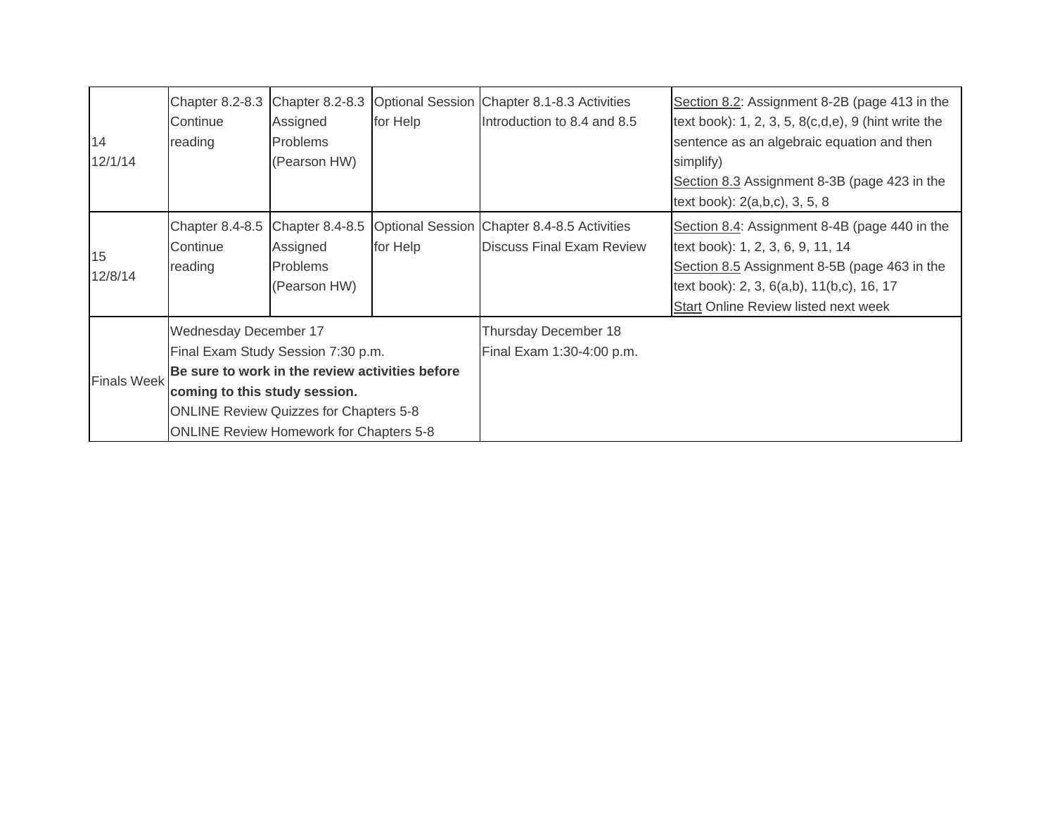| | | | | | |
|---|---|---|---|---|---|
| 14<br>12/1/14 | Chapter 8.2-8.3 Continue reading | Chapter 8.2-8.3 Assigned Problems (Pearson HW) | Optional Session for Help | Chapter 8.1-8.3 Activities<br>Introduction to 8.4 and 8.5 | Section 8.2: Assignment 8-2B (page 413 in the text book): 1, 2, 3, 5, 8(c,d,e), 9 (hint write the sentence as an algebraic equation and then simplify)<br>Section 8.3 Assignment 8-3B (page 423 in the text book): 2(a,b,c), 3, 5, 8 |
| 15<br>12/8/14 | Chapter 8.4-8.5 Continue reading | Chapter 8.4-8.5 Assigned Problems (Pearson HW) | Optional Session for Help | Chapter 8.4-8.5 Activities<br>Discuss Final Exam Review | Section 8.4: Assignment 8-4B (page 440 in the text book): 1, 2, 3, 6, 9, 11, 14<br>Section 8.5 Assignment 8-5B (page 463 in the text book): 2, 3, 6(a,b), 11(b,c), 16, 17<br>Start Online Review listed next week |
| Finals Week | Wednesday December 17<br>Final Exam Study Session 7:30 p.m.<br>**Be sure to work in the review activities before coming to this study session.**<br>ONLINE Review Quizzes for Chapters 5-8<br>ONLINE Review Homework for Chapters 5-8 | | | Thursday December 18<br>Final Exam 1:30-4:00 p.m. | |